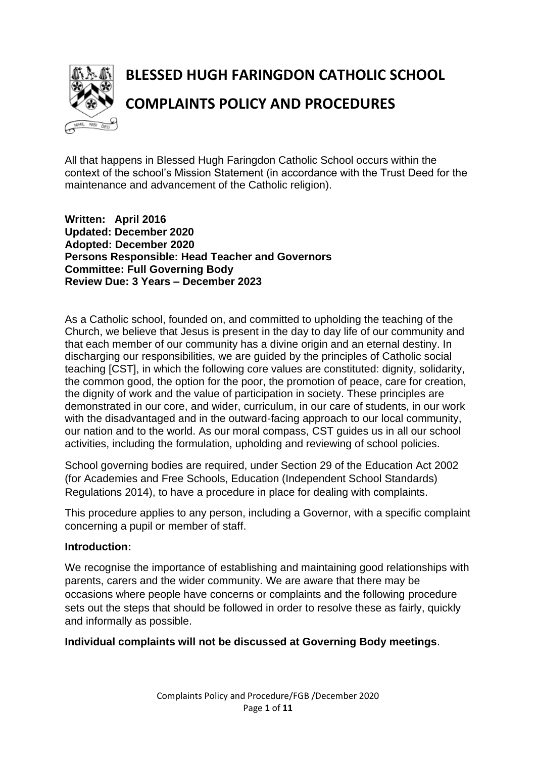# BLESSED HUGH FARINGDON CATHOLIC SCHOOL

# COMPLAINTS POLICY AND PROCEDURES

All that happens in Blessed Hugh Faringdon Catholic School occurs within the context of the school's Mission Statement (in accordance with the Trust Deed for the maintenance and advancement of the Catholic religion).

**Written: April 2016**
**Updated: December 2020**
**Adopted: December 2020**
**Persons Responsible: Head Teacher and Governors**
**Committee: Full Governing Body**
**Review Due: 3 Years – December 2023**

As a Catholic school, founded on, and committed to upholding the teaching of the Church, we believe that Jesus is present in the day to day life of our community and that each member of our community has a divine origin and an eternal destiny. In discharging our responsibilities, we are guided by the principles of Catholic social teaching [CST], in which the following core values are constituted: dignity, solidarity, the common good, the option for the poor, the promotion of peace, care for creation, the dignity of work and the value of participation in society. These principles are demonstrated in our core, and wider, curriculum, in our care of students, in our work with the disadvantaged and in the outward-facing approach to our local community, our nation and to the world. As our moral compass, CST guides us in all our school activities, including the formulation, upholding and reviewing of school policies.

School governing bodies are required, under Section 29 of the Education Act 2002 (for Academies and Free Schools, Education (Independent School Standards) Regulations 2014), to have a procedure in place for dealing with complaints.

This procedure applies to any person, including a Governor, with a specific complaint concerning a pupil or member of staff.

**Introduction:**

We recognise the importance of establishing and maintaining good relationships with parents, carers and the wider community. We are aware that there may be occasions where people have concerns or complaints and the following procedure sets out the steps that should be followed in order to resolve these as fairly, quickly and informally as possible.

**Individual complaints will not be discussed at Governing Body meetings**.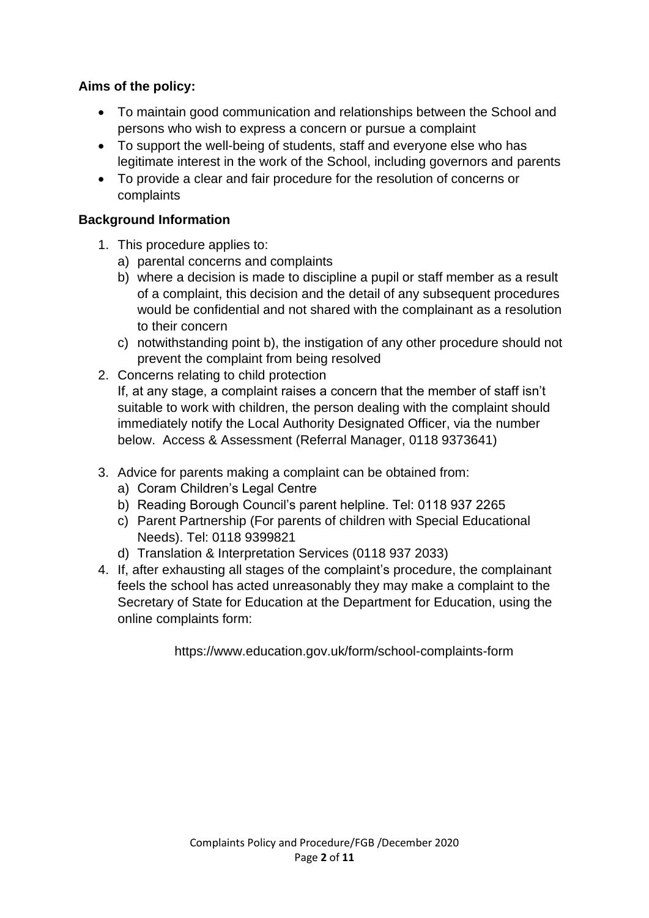**Aims of the policy:**

- To maintain good communication and relationships between the School and persons who wish to express a concern or pursue a complaint
- To support the well-being of students, staff and everyone else who has legitimate interest in the work of the School, including governors and parents
- To provide a clear and fair procedure for the resolution of concerns or complaints

**Background Information**

1. This procedure applies to:
   a) parental concerns and complaints
   b) where a decision is made to discipline a pupil or staff member as a result of a complaint, this decision and the detail of any subsequent procedures would be confidential and not shared with the complainant as a resolution to their concern
   c) notwithstanding point b), the instigation of any other procedure should not prevent the complaint from being resolved
2. Concerns relating to child protection
   If, at any stage, a complaint raises a concern that the member of staff isn't suitable to work with children, the person dealing with the complaint should immediately notify the Local Authority Designated Officer, via the number below. Access & Assessment (Referral Manager, 0118 9373641)
3. Advice for parents making a complaint can be obtained from:
   a) Coram Children's Legal Centre
   b) Reading Borough Council's parent helpline. Tel: 0118 937 2265
   c) Parent Partnership (For parents of children with Special Educational Needs). Tel: 0118 9399821
   d) Translation & Interpretation Services (0118 937 2033)
4. If, after exhausting all stages of the complaint's procedure, the complainant feels the school has acted unreasonably they may make a complaint to the Secretary of State for Education at the Department for Education, using the online complaints form:

   https://www.education.gov.uk/form/school-complaints-form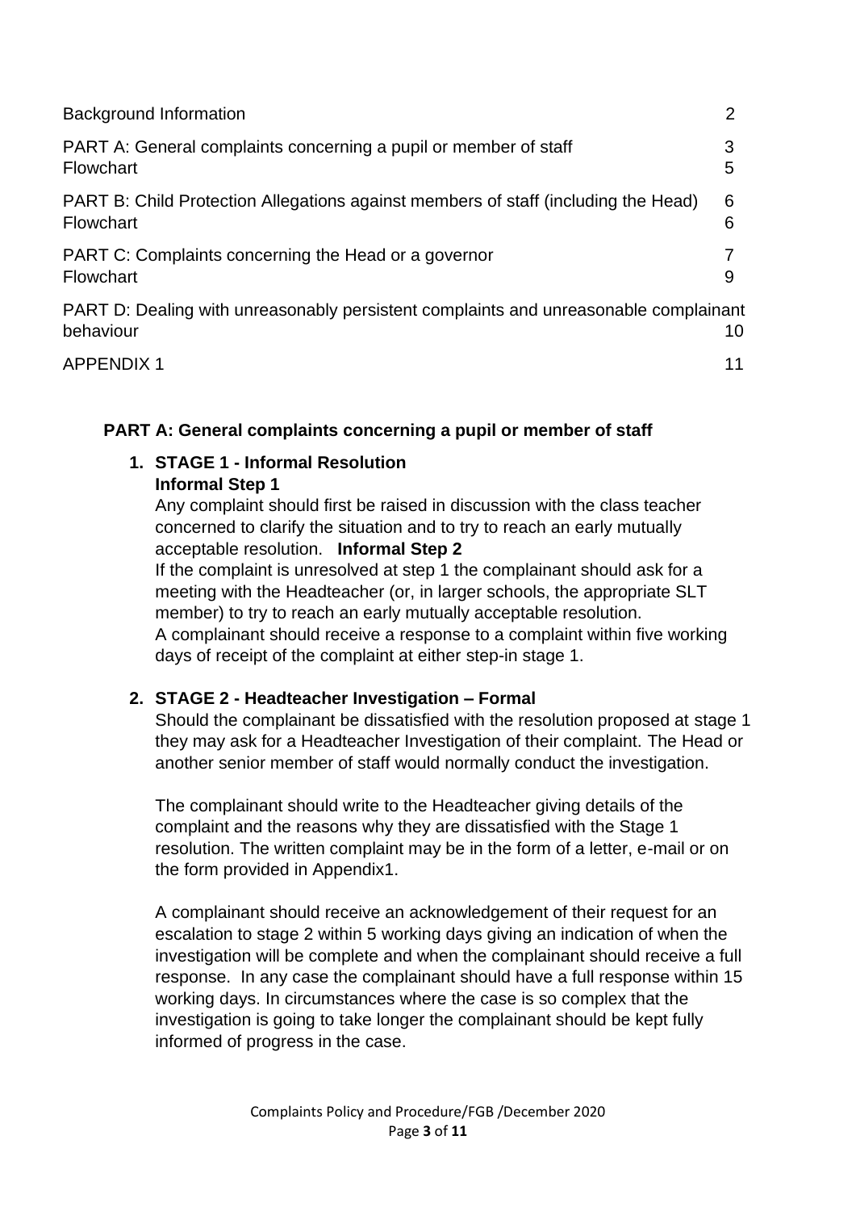| | |
|---|---|
| Background Information | 2 |
| PART A: General complaints concerning a pupil or member of staff | 3 |
| Flowchart | 5 |
| PART B: Child Protection Allegations against members of staff (including the Head) | 6 |
| Flowchart | 6 |
| PART C: Complaints concerning the Head or a governor | 7 |
| Flowchart | 9 |
| PART D: Dealing with unreasonably persistent complaints and unreasonable complainant behaviour | 10 |
| APPENDIX 1 | 11 |

## PART A: General complaints concerning a pupil or member of staff

1. **STAGE 1 - Informal Resolution**

   **Informal Step 1**

   Any complaint should first be raised in discussion with the class teacher concerned to clarify the situation and to try to reach an early mutually acceptable resolution. **Informal Step 2**

   If the complaint is unresolved at step 1 the complainant should ask for a meeting with the Headteacher (or, in larger schools, the appropriate SLT member) to try to reach an early mutually acceptable resolution.

   A complainant should receive a response to a complaint within five working days of receipt of the complaint at either step-in stage 1.

2. **STAGE 2 - Headteacher Investigation – Formal**

   Should the complainant be dissatisfied with the resolution proposed at stage 1 they may ask for a Headteacher Investigation of their complaint. The Head or another senior member of staff would normally conduct the investigation.

   The complainant should write to the Headteacher giving details of the complaint and the reasons why they are dissatisfied with the Stage 1 resolution. The written complaint may be in the form of a letter, e-mail or on the form provided in Appendix1.

   A complainant should receive an acknowledgement of their request for an escalation to stage 2 within 5 working days giving an indication of when the investigation will be complete and when the complainant should receive a full response. In any case the complainant should have a full response within 15 working days. In circumstances where the case is so complex that the investigation is going to take longer the complainant should be kept fully informed of progress in the case.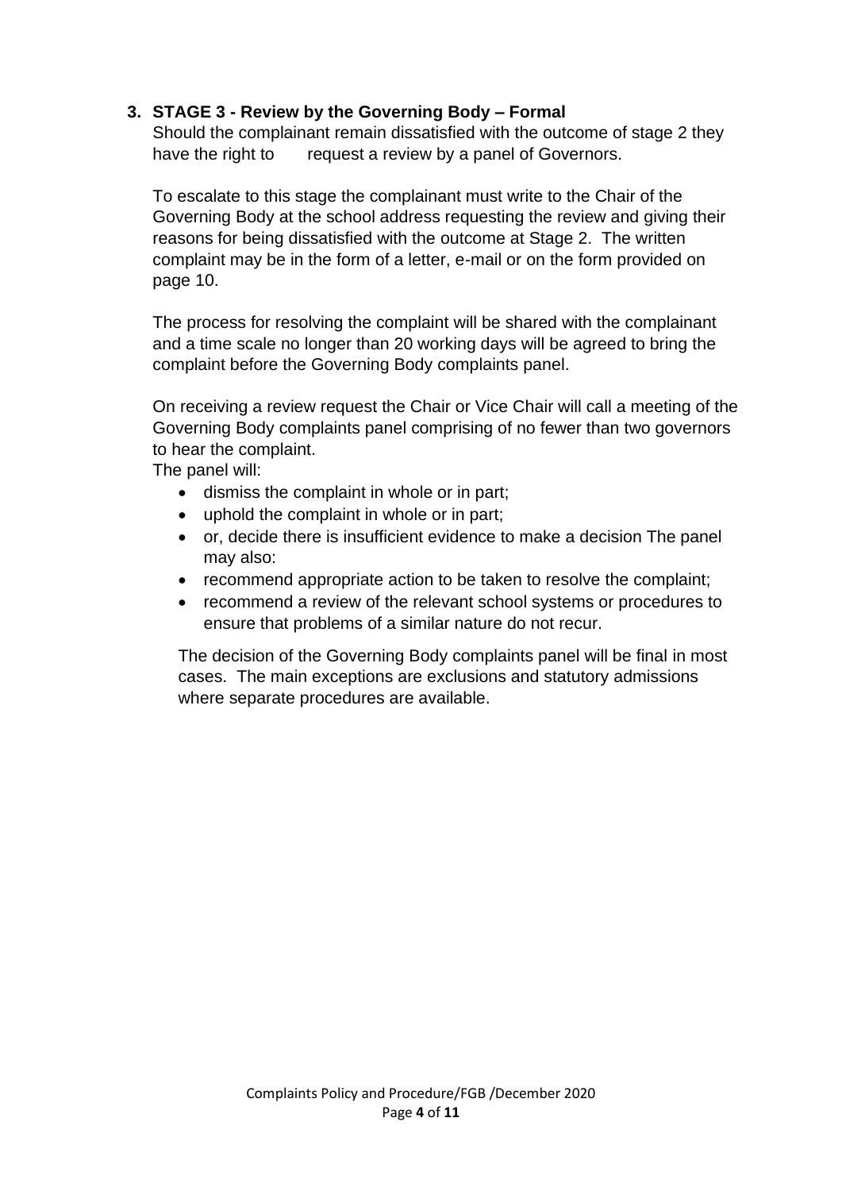### 3. STAGE 3 - Review by the Governing Body – Formal

Should the complainant remain dissatisfied with the outcome of stage 2 they have the right to request a review by a panel of Governors.

To escalate to this stage the complainant must write to the Chair of the Governing Body at the school address requesting the review and giving their reasons for being dissatisfied with the outcome at Stage 2. The written complaint may be in the form of a letter, e-mail or on the form provided on page 10.

The process for resolving the complaint will be shared with the complainant and a time scale no longer than 20 working days will be agreed to bring the complaint before the Governing Body complaints panel.

On receiving a review request the Chair or Vice Chair will call a meeting of the Governing Body complaints panel comprising of no fewer than two governors to hear the complaint.

The panel will:

- dismiss the complaint in whole or in part;
- uphold the complaint in whole or in part;
- or, decide there is insufficient evidence to make a decision The panel may also:
- recommend appropriate action to be taken to resolve the complaint;
- recommend a review of the relevant school systems or procedures to ensure that problems of a similar nature do not recur.

The decision of the Governing Body complaints panel will be final in most cases. The main exceptions are exclusions and statutory admissions where separate procedures are available.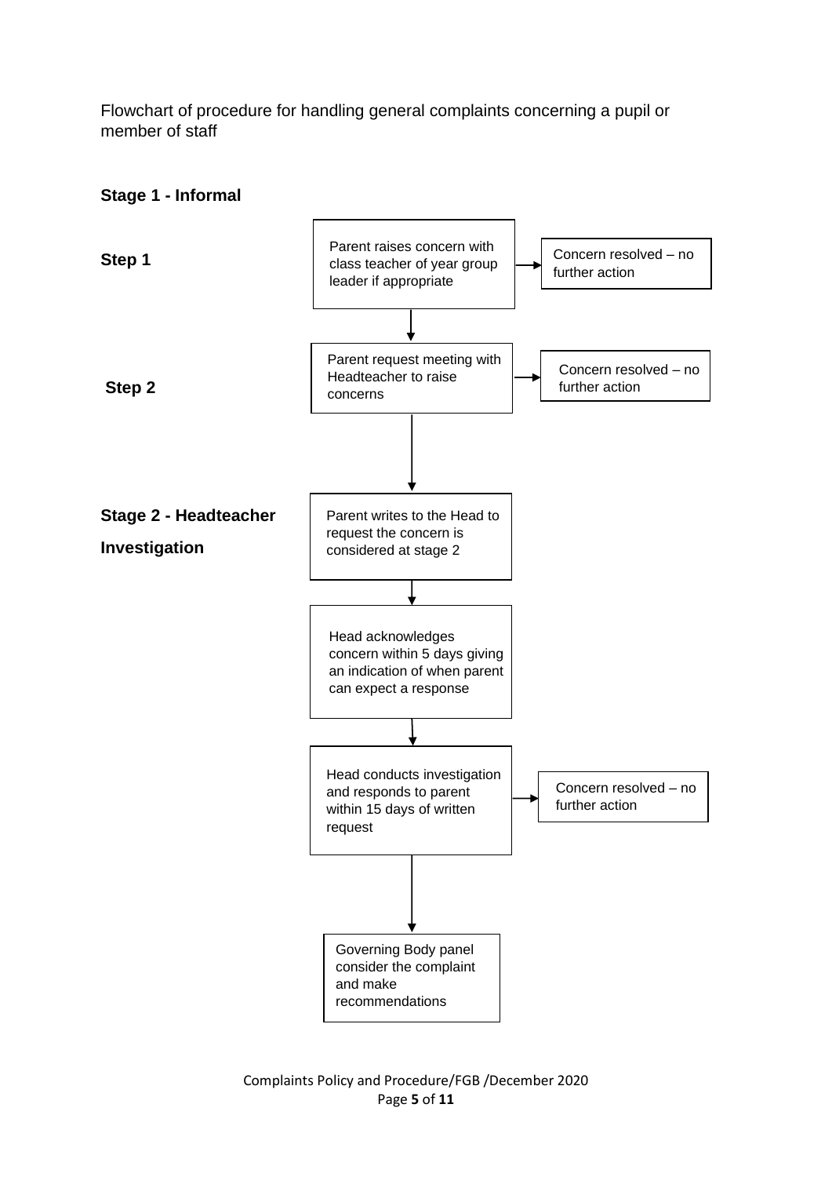Flowchart of procedure for handling general complaints concerning a pupil or member of staff

**Stage 1 - Informal**

**Step 1**

Parent raises concern with class teacher of year group leader if appropriate → Concern resolved – no further action

↓

**Step 2**

Parent request meeting with Headteacher to raise concerns → Concern resolved – no further action

↓

**Stage 2 - Headteacher Investigation**

Parent writes to the Head to request the concern is considered at stage 2

↓

Head acknowledges concern within 5 days giving an indication of when parent can expect a response

↓

Head conducts investigation and responds to parent within 15 days of written request → Concern resolved – no further action

↓

Governing Body panel consider the complaint and make recommendations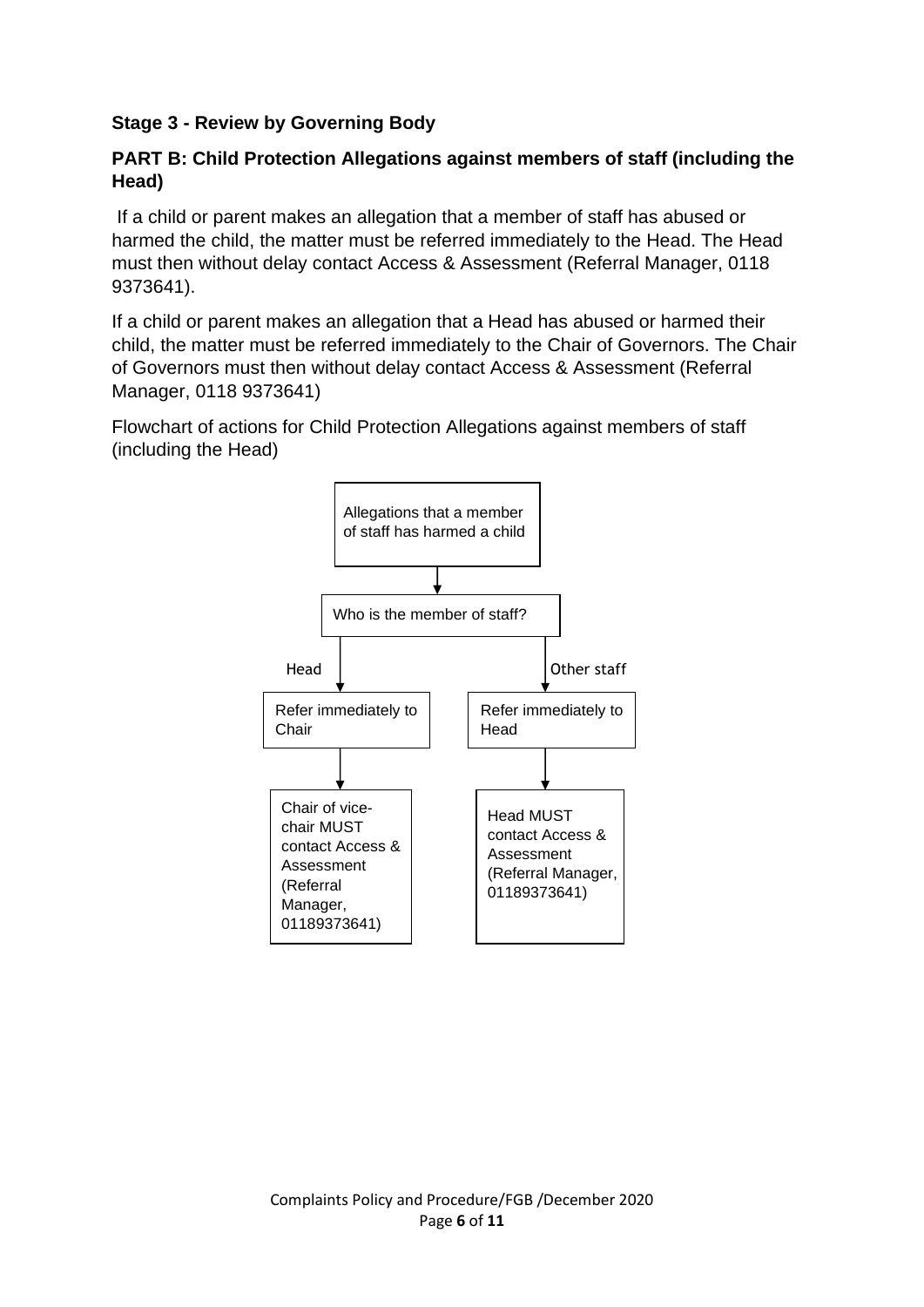### Stage 3 - Review by Governing Body

### PART B: Child Protection Allegations against members of staff (including the Head)

If a child or parent makes an allegation that a member of staff has abused or harmed the child, the matter must be referred immediately to the Head. The Head must then without delay contact Access & Assessment (Referral Manager, 0118 9373641).

If a child or parent makes an allegation that a Head has abused or harmed their child, the matter must be referred immediately to the Chair of Governors. The Chair of Governors must then without delay contact Access & Assessment (Referral Manager, 0118 9373641)

Flowchart of actions for Child Protection Allegations against members of staff (including the Head)

Allegations that a member of staff has harmed a child

↓

Who is the member of staff?

- **Head** → Refer immediately to Chair → Chair of vice-chair MUST contact Access & Assessment (Referral Manager, 01189373641)
- **Other staff** → Refer immediately to Head → Head MUST contact Access & Assessment (Referral Manager, 01189373641)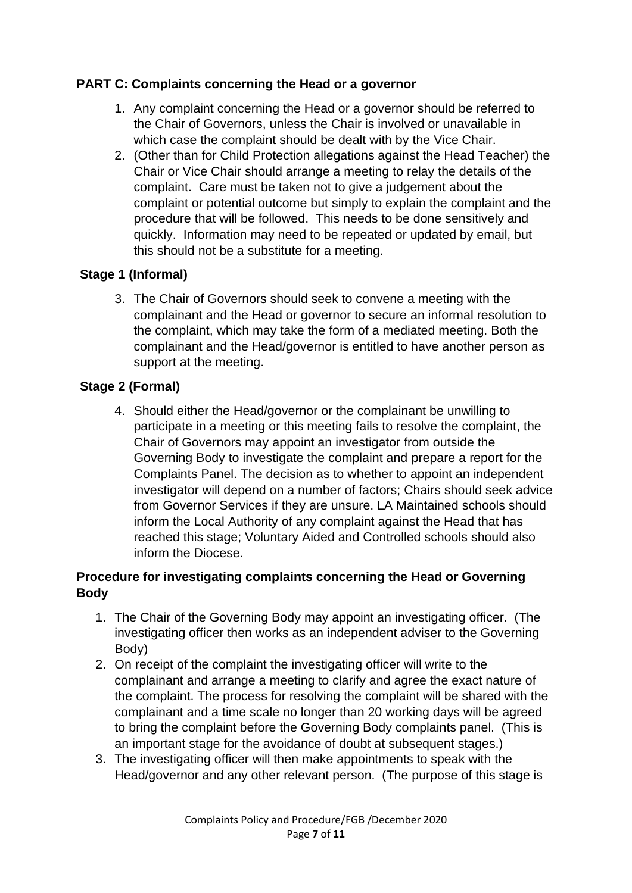## PART C: Complaints concerning the Head or a governor

1. Any complaint concerning the Head or a governor should be referred to the Chair of Governors, unless the Chair is involved or unavailable in which case the complaint should be dealt with by the Vice Chair.
2. (Other than for Child Protection allegations against the Head Teacher) the Chair or Vice Chair should arrange a meeting to relay the details of the complaint. Care must be taken not to give a judgement about the complaint or potential outcome but simply to explain the complaint and the procedure that will be followed. This needs to be done sensitively and quickly. Information may need to be repeated or updated by email, but this should not be a substitute for a meeting.

### Stage 1 (Informal)

3. The Chair of Governors should seek to convene a meeting with the complainant and the Head or governor to secure an informal resolution to the complaint, which may take the form of a mediated meeting. Both the complainant and the Head/governor is entitled to have another person as support at the meeting.

### Stage 2 (Formal)

4. Should either the Head/governor or the complainant be unwilling to participate in a meeting or this meeting fails to resolve the complaint, the Chair of Governors may appoint an investigator from outside the Governing Body to investigate the complaint and prepare a report for the Complaints Panel. The decision as to whether to appoint an independent investigator will depend on a number of factors; Chairs should seek advice from Governor Services if they are unsure. LA Maintained schools should inform the Local Authority of any complaint against the Head that has reached this stage; Voluntary Aided and Controlled schools should also inform the Diocese.

### Procedure for investigating complaints concerning the Head or Governing Body

1. The Chair of the Governing Body may appoint an investigating officer. (The investigating officer then works as an independent adviser to the Governing Body)
2. On receipt of the complaint the investigating officer will write to the complainant and arrange a meeting to clarify and agree the exact nature of the complaint. The process for resolving the complaint will be shared with the complainant and a time scale no longer than 20 working days will be agreed to bring the complaint before the Governing Body complaints panel. (This is an important stage for the avoidance of doubt at subsequent stages.)
3. The investigating officer will then make appointments to speak with the Head/governor and any other relevant person. (The purpose of this stage is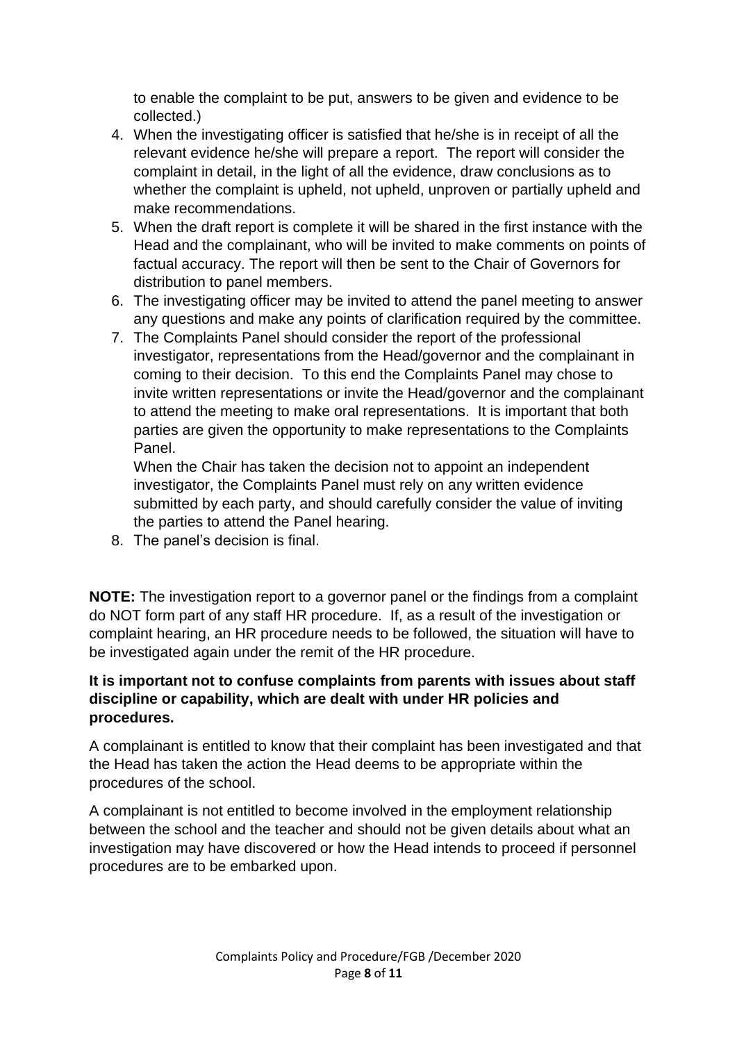to enable the complaint to be put, answers to be given and evidence to be collected.)

4. When the investigating officer is satisfied that he/she is in receipt of all the relevant evidence he/she will prepare a report. The report will consider the complaint in detail, in the light of all the evidence, draw conclusions as to whether the complaint is upheld, not upheld, unproven or partially upheld and make recommendations.
5. When the draft report is complete it will be shared in the first instance with the Head and the complainant, who will be invited to make comments on points of factual accuracy. The report will then be sent to the Chair of Governors for distribution to panel members.
6. The investigating officer may be invited to attend the panel meeting to answer any questions and make any points of clarification required by the committee.
7. The Complaints Panel should consider the report of the professional investigator, representations from the Head/governor and the complainant in coming to their decision. To this end the Complaints Panel may chose to invite written representations or invite the Head/governor and the complainant to attend the meeting to make oral representations. It is important that both parties are given the opportunity to make representations to the Complaints Panel.

   When the Chair has taken the decision not to appoint an independent investigator, the Complaints Panel must rely on any written evidence submitted by each party, and should carefully consider the value of inviting the parties to attend the Panel hearing.
8. The panel's decision is final.

**NOTE:** The investigation report to a governor panel or the findings from a complaint do NOT form part of any staff HR procedure. If, as a result of the investigation or complaint hearing, an HR procedure needs to be followed, the situation will have to be investigated again under the remit of the HR procedure.

**It is important not to confuse complaints from parents with issues about staff discipline or capability, which are dealt with under HR policies and procedures.**

A complainant is entitled to know that their complaint has been investigated and that the Head has taken the action the Head deems to be appropriate within the procedures of the school.

A complainant is not entitled to become involved in the employment relationship between the school and the teacher and should not be given details about what an investigation may have discovered or how the Head intends to proceed if personnel procedures are to be embarked upon.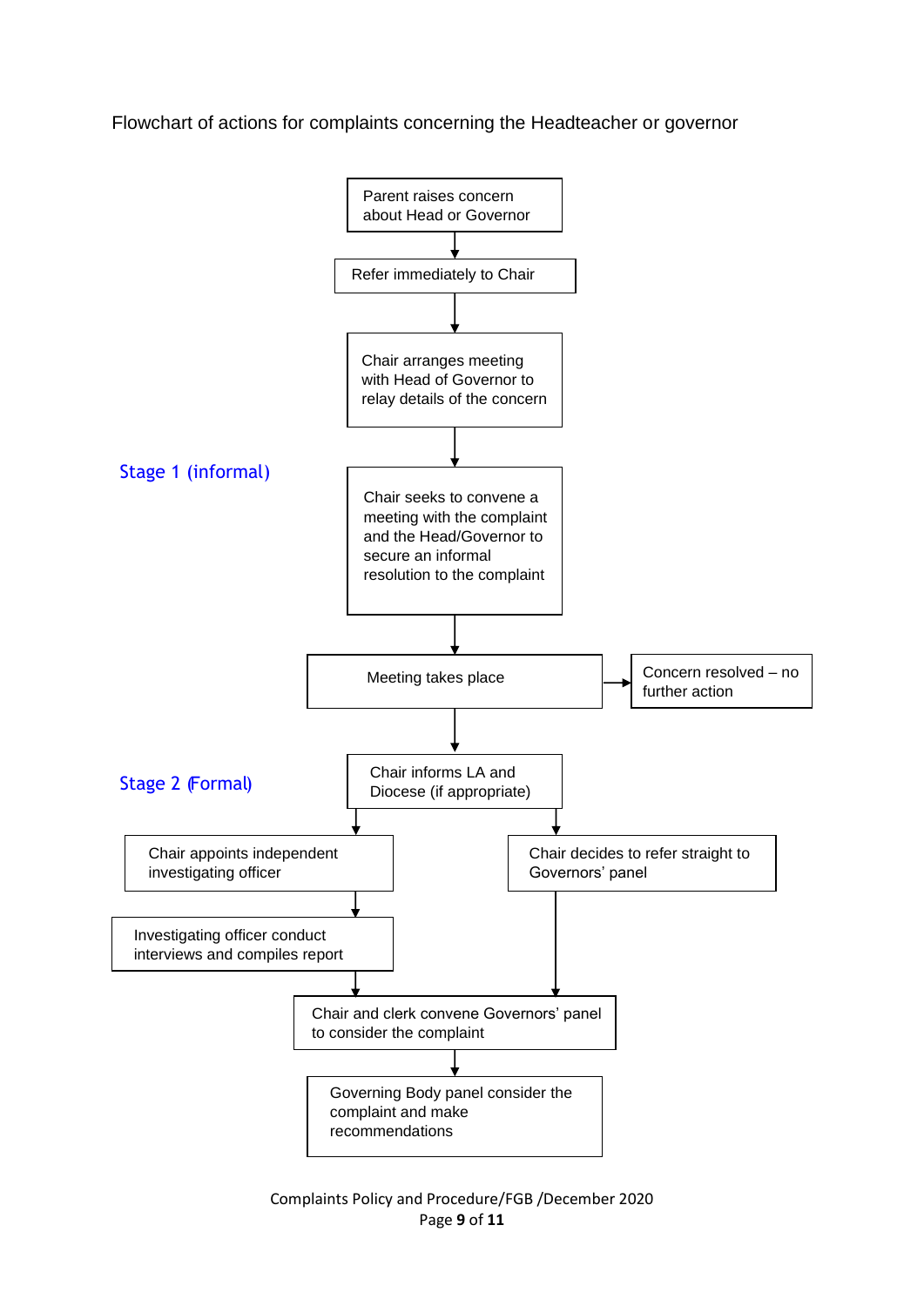Flowchart of actions for complaints concerning the Headteacher or governor

**Stage 1 (informal)**

- Parent raises concern about Head or Governor
- ↓ Refer immediately to Chair
- ↓ Chair arranges meeting with Head of Governor to relay details of the concern
- ↓ Chair seeks to convene a meeting with the complaint and the Head/Governor to secure an informal resolution to the complaint
- ↓ Meeting takes place → Concern resolved – no further action

**Stage 2 (Formal)**

- ↓ Chair informs LA and Diocese (if appropriate)
  - ↓ Chair appoints independent investigating officer
    - ↓ Investigating officer conduct interviews and compiles report
  - ↓ Chair decides to refer straight to Governors' panel
- ↓ Chair and clerk convene Governors' panel to consider the complaint
- ↓ Governing Body panel consider the complaint and make recommendations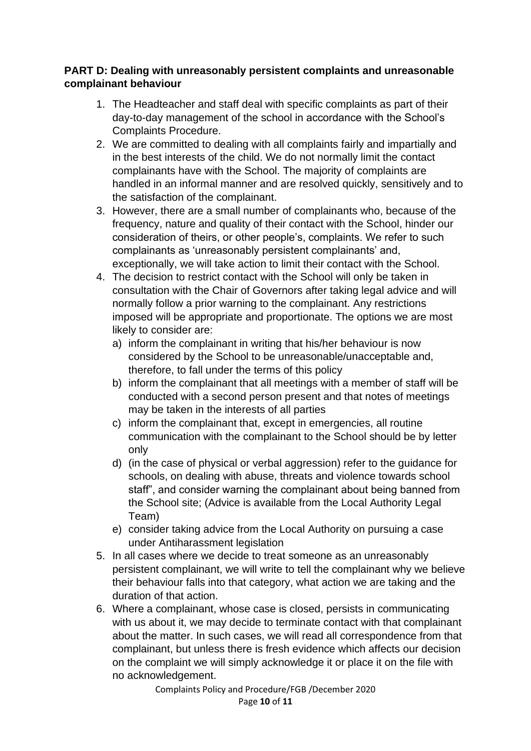**PART D: Dealing with unreasonably persistent complaints and unreasonable complainant behaviour**

1. The Headteacher and staff deal with specific complaints as part of their day-to-day management of the school in accordance with the School's Complaints Procedure.
2. We are committed to dealing with all complaints fairly and impartially and in the best interests of the child. We do not normally limit the contact complainants have with the School. The majority of complaints are handled in an informal manner and are resolved quickly, sensitively and to the satisfaction of the complainant.
3. However, there are a small number of complainants who, because of the frequency, nature and quality of their contact with the School, hinder our consideration of theirs, or other people's, complaints. We refer to such complainants as 'unreasonably persistent complainants' and, exceptionally, we will take action to limit their contact with the School.
4. The decision to restrict contact with the School will only be taken in consultation with the Chair of Governors after taking legal advice and will normally follow a prior warning to the complainant. Any restrictions imposed will be appropriate and proportionate. The options we are most likely to consider are:
   a) inform the complainant in writing that his/her behaviour is now considered by the School to be unreasonable/unacceptable and, therefore, to fall under the terms of this policy
   b) inform the complainant that all meetings with a member of staff will be conducted with a second person present and that notes of meetings may be taken in the interests of all parties
   c) inform the complainant that, except in emergencies, all routine communication with the complainant to the School should be by letter only
   d) (in the case of physical or verbal aggression) refer to the guidance for schools, on dealing with abuse, threats and violence towards school staff", and consider warning the complainant about being banned from the School site; (Advice is available from the Local Authority Legal Team)
   e) consider taking advice from the Local Authority on pursuing a case under Antiharassment legislation
5. In all cases where we decide to treat someone as an unreasonably persistent complainant, we will write to tell the complainant why we believe their behaviour falls into that category, what action we are taking and the duration of that action.
6. Where a complainant, whose case is closed, persists in communicating with us about it, we may decide to terminate contact with that complainant about the matter. In such cases, we will read all correspondence from that complainant, but unless there is fresh evidence which affects our decision on the complaint we will simply acknowledge it or place it on the file with no acknowledgement.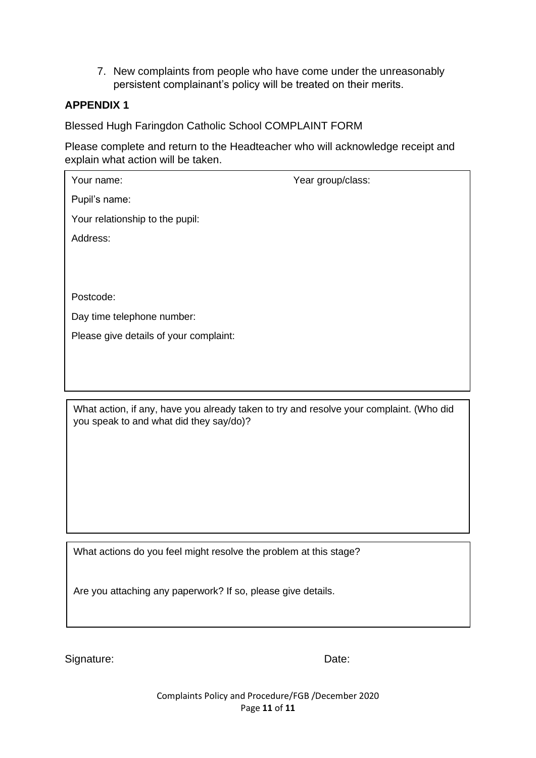7. New complaints from people who have come under the unreasonably persistent complainant's policy will be treated on their merits.

**APPENDIX 1**

Blessed Hugh Faringdon Catholic School COMPLAINT FORM

Please complete and return to the Headteacher who will acknowledge receipt and explain what action will be taken.

Your name: Year group/class:

Pupil's name:

Your relationship to the pupil:

Address:

Postcode:

Day time telephone number:

Please give details of your complaint:

What action, if any, have you already taken to try and resolve your complaint. (Who did you speak to and what did they say/do)?

What actions do you feel might resolve the problem at this stage?

Are you attaching any paperwork? If so, please give details.

Signature: Date:

Complaints Policy and Procedure/FGB /December 2020